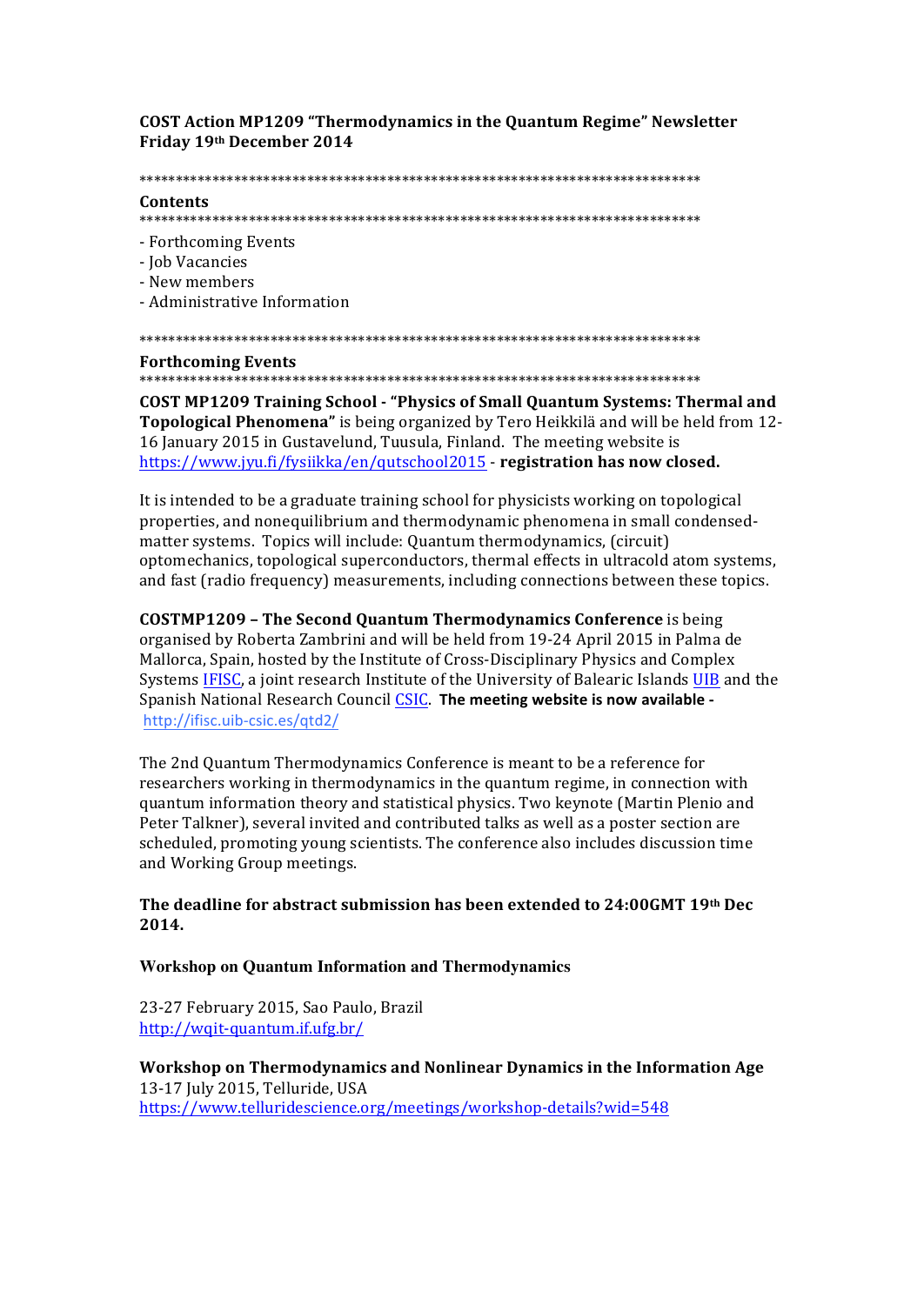**COST Action MP1209 "Thermodynamics in the Quantum Regime" Newsletter**
**Friday 19th December 2014**

*******************************************************************************

**Contents**

*******************************************************************************

- Forthcoming Events
- Job Vacancies
- New members
- Administrative Information

*******************************************************************************

**Forthcoming Events**

*******************************************************************************

**COST MP1209 Training School - "Physics of Small Quantum Systems: Thermal and Topological Phenomena"** is being organized by Tero Heikkilä and will be held from 12-16 January 2015 in Gustavelund, Tuusula, Finland. The meeting website is https://www.jyu.fi/fysiikka/en/qutschool2015 - **registration has now closed.**

It is intended to be a graduate training school for physicists working on topological properties, and nonequilibrium and thermodynamic phenomena in small condensed-matter systems. Topics will include: Quantum thermodynamics, (circuit) optomechanics, topological superconductors, thermal effects in ultracold atom systems, and fast (radio frequency) measurements, including connections between these topics.

**COSTMP1209 – The Second Quantum Thermodynamics Conference** is being organised by Roberta Zambrini and will be held from 19-24 April 2015 in Palma de Mallorca, Spain, hosted by the Institute of Cross-Disciplinary Physics and Complex Systems IFISC, a joint research Institute of the University of Balearic Islands UIB and the Spanish National Research Council CSIC. **The meeting website is now available -** http://ifisc.uib-csic.es/qtd2/

The 2nd Quantum Thermodynamics Conference is meant to be a reference for researchers working in thermodynamics in the quantum regime, in connection with quantum information theory and statistical physics. Two keynote (Martin Plenio and Peter Talkner), several invited and contributed talks as well as a poster section are scheduled, promoting young scientists. The conference also includes discussion time and Working Group meetings.

**The deadline for abstract submission has been extended to 24:00GMT 19th Dec 2014.**

**Workshop on Quantum Information and Thermodynamics**

23-27 February 2015, Sao Paulo, Brazil
http://wqit-quantum.if.ufg.br/

**Workshop on Thermodynamics and Nonlinear Dynamics in the Information Age**
13-17 July 2015, Telluride, USA
https://www.telluridescience.org/meetings/workshop-details?wid=548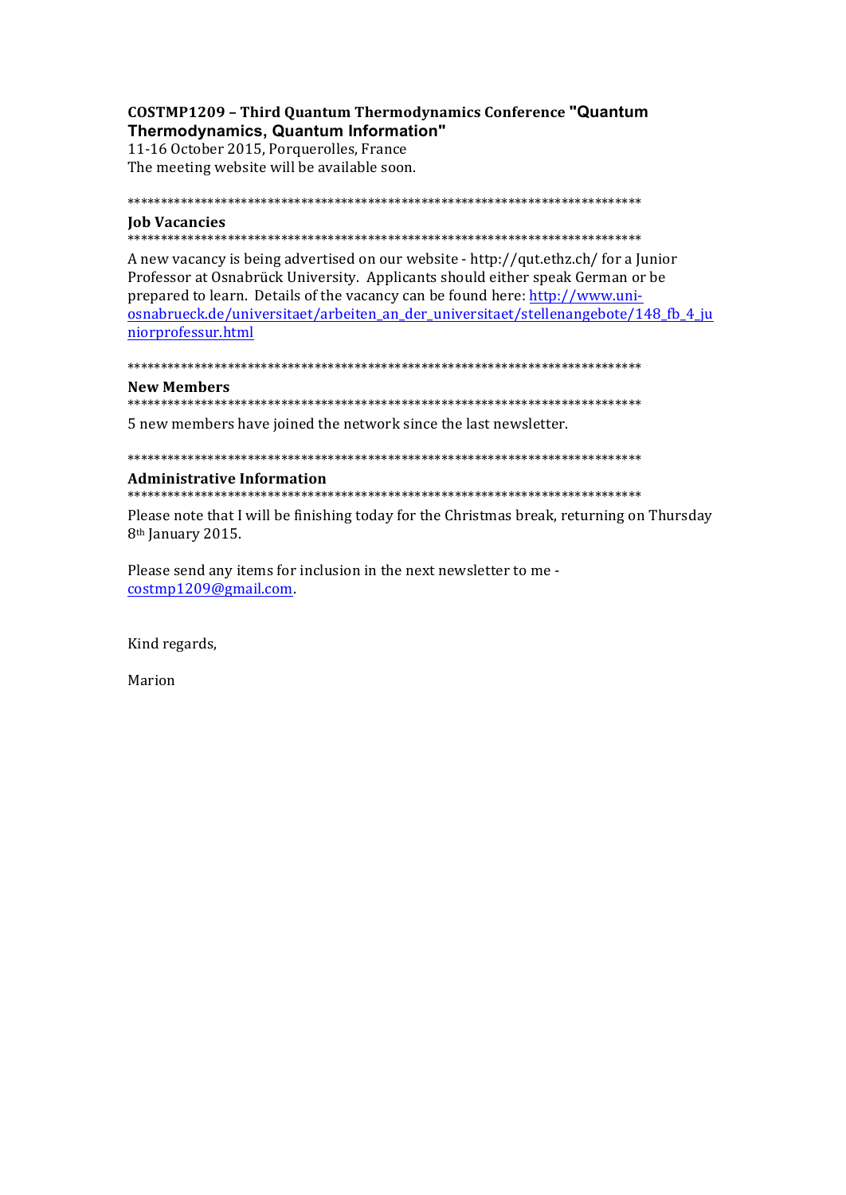**COSTMP1209 – Third Quantum Thermodynamics Conference "Quantum Thermodynamics, Quantum Information"**
11-16 October 2015, Porquerolles, France
The meeting website will be available soon.

********************************************************************************

**Job Vacancies**

********************************************************************************

A new vacancy is being advertised on our website - http://qut.ethz.ch/ for a Junior Professor at Osnabrück University. Applicants should either speak German or be prepared to learn. Details of the vacancy can be found here: http://www.uni-osnabrueck.de/universitaet/arbeiten_an_der_universitaet/stellenangebote/148_fb_4_juniorprofessur.html

********************************************************************************

**New Members**

********************************************************************************

5 new members have joined the network since the last newsletter.

********************************************************************************

**Administrative Information**

********************************************************************************

Please note that I will be finishing today for the Christmas break, returning on Thursday 8th January 2015.

Please send any items for inclusion in the next newsletter to me - costmp1209@gmail.com.

Kind regards,

Marion